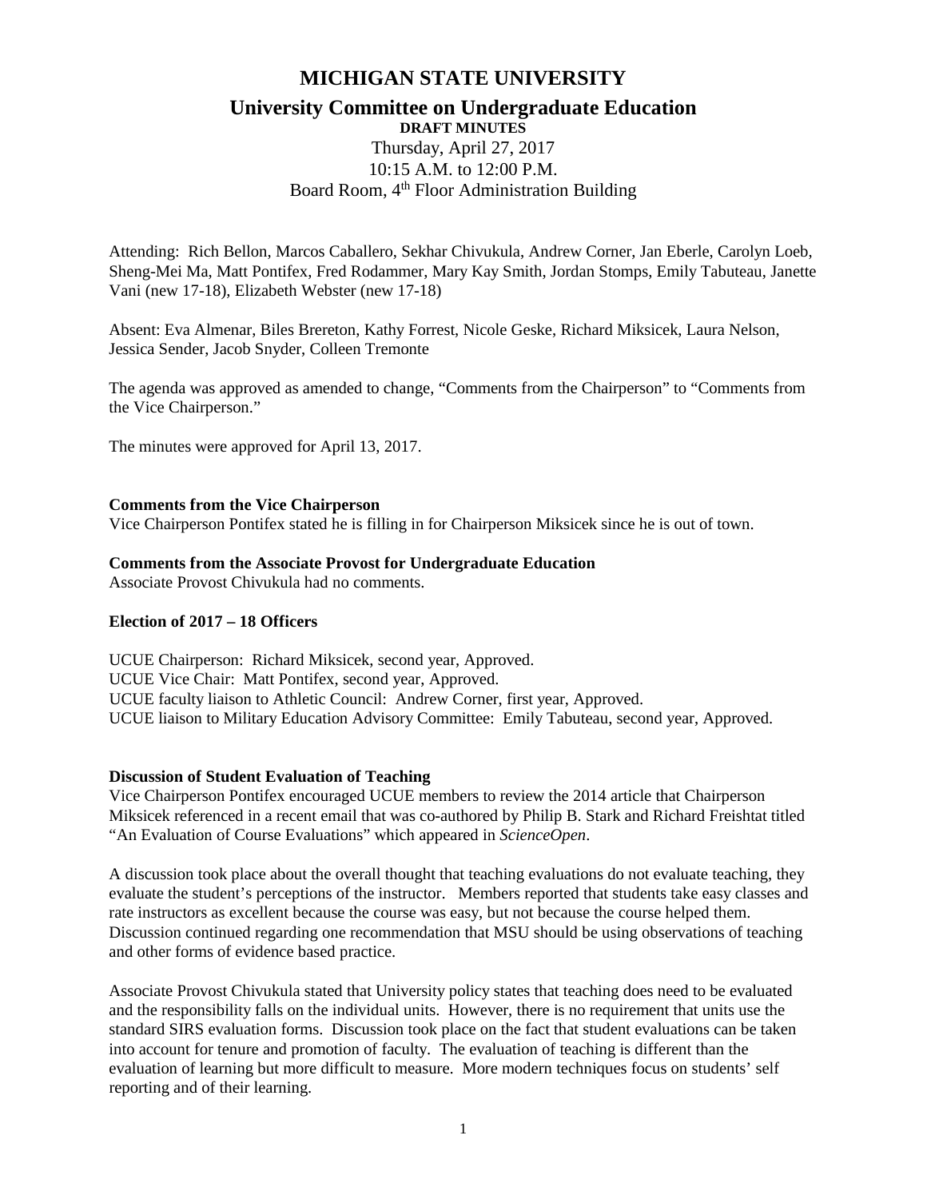# MICHIGAN STATE UNIVERSITY

## University Committee on Undergraduate Education

**DRAFT MINUTES**

Thursday, April 27, 2017
10:15 A.M. to 12:00 P.M.
Board Room, 4th Floor Administration Building

Attending: Rich Bellon, Marcos Caballero, Sekhar Chivukula, Andrew Corner, Jan Eberle, Carolyn Loeb, Sheng-Mei Ma, Matt Pontifex, Fred Rodammer, Mary Kay Smith, Jordan Stomps, Emily Tabuteau, Janette Vani (new 17-18), Elizabeth Webster (new 17-18)

Absent: Eva Almenar, Biles Brereton, Kathy Forrest, Nicole Geske, Richard Miksicek, Laura Nelson, Jessica Sender, Jacob Snyder, Colleen Tremonte

The agenda was approved as amended to change, "Comments from the Chairperson" to "Comments from the Vice Chairperson."

The minutes were approved for April 13, 2017.

**Comments from the Vice Chairperson**
Vice Chairperson Pontifex stated he is filling in for Chairperson Miksicek since he is out of town.

**Comments from the Associate Provost for Undergraduate Education**
Associate Provost Chivukula had no comments.

**Election of 2017 – 18 Officers**

UCUE Chairperson: Richard Miksicek, second year, Approved.
UCUE Vice Chair: Matt Pontifex, second year, Approved.
UCUE faculty liaison to Athletic Council: Andrew Corner, first year, Approved.
UCUE liaison to Military Education Advisory Committee: Emily Tabuteau, second year, Approved.

**Discussion of Student Evaluation of Teaching**
Vice Chairperson Pontifex encouraged UCUE members to review the 2014 article that Chairperson Miksicek referenced in a recent email that was co-authored by Philip B. Stark and Richard Freishtat titled "An Evaluation of Course Evaluations" which appeared in *ScienceOpen*.

A discussion took place about the overall thought that teaching evaluations do not evaluate teaching, they evaluate the student's perceptions of the instructor. Members reported that students take easy classes and rate instructors as excellent because the course was easy, but not because the course helped them. Discussion continued regarding one recommendation that MSU should be using observations of teaching and other forms of evidence based practice.

Associate Provost Chivukula stated that University policy states that teaching does need to be evaluated and the responsibility falls on the individual units. However, there is no requirement that units use the standard SIRS evaluation forms. Discussion took place on the fact that student evaluations can be taken into account for tenure and promotion of faculty. The evaluation of teaching is different than the evaluation of learning but more difficult to measure. More modern techniques focus on students' self reporting and of their learning.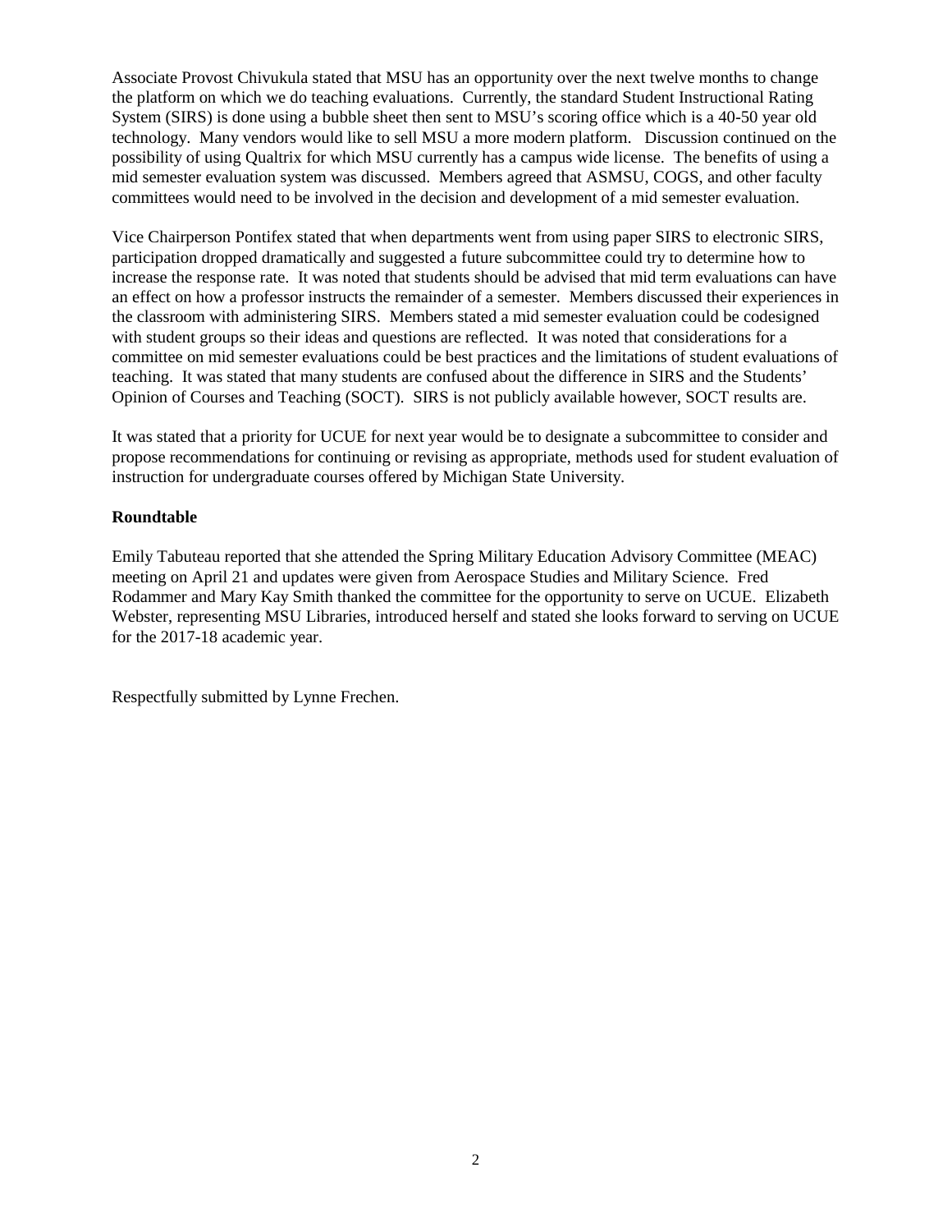Associate Provost Chivukula stated that MSU has an opportunity over the next twelve months to change the platform on which we do teaching evaluations. Currently, the standard Student Instructional Rating System (SIRS) is done using a bubble sheet then sent to MSU's scoring office which is a 40-50 year old technology. Many vendors would like to sell MSU a more modern platform. Discussion continued on the possibility of using Qualtrix for which MSU currently has a campus wide license. The benefits of using a mid semester evaluation system was discussed. Members agreed that ASMSU, COGS, and other faculty committees would need to be involved in the decision and development of a mid semester evaluation.

Vice Chairperson Pontifex stated that when departments went from using paper SIRS to electronic SIRS, participation dropped dramatically and suggested a future subcommittee could try to determine how to increase the response rate. It was noted that students should be advised that mid term evaluations can have an effect on how a professor instructs the remainder of a semester. Members discussed their experiences in the classroom with administering SIRS. Members stated a mid semester evaluation could be codesigned with student groups so their ideas and questions are reflected. It was noted that considerations for a committee on mid semester evaluations could be best practices and the limitations of student evaluations of teaching. It was stated that many students are confused about the difference in SIRS and the Students' Opinion of Courses and Teaching (SOCT). SIRS is not publicly available however, SOCT results are.

It was stated that a priority for UCUE for next year would be to designate a subcommittee to consider and propose recommendations for continuing or revising as appropriate, methods used for student evaluation of instruction for undergraduate courses offered by Michigan State University.

**Roundtable**

Emily Tabuteau reported that she attended the Spring Military Education Advisory Committee (MEAC) meeting on April 21 and updates were given from Aerospace Studies and Military Science. Fred Rodammer and Mary Kay Smith thanked the committee for the opportunity to serve on UCUE. Elizabeth Webster, representing MSU Libraries, introduced herself and stated she looks forward to serving on UCUE for the 2017-18 academic year.

Respectfully submitted by Lynne Frechen.